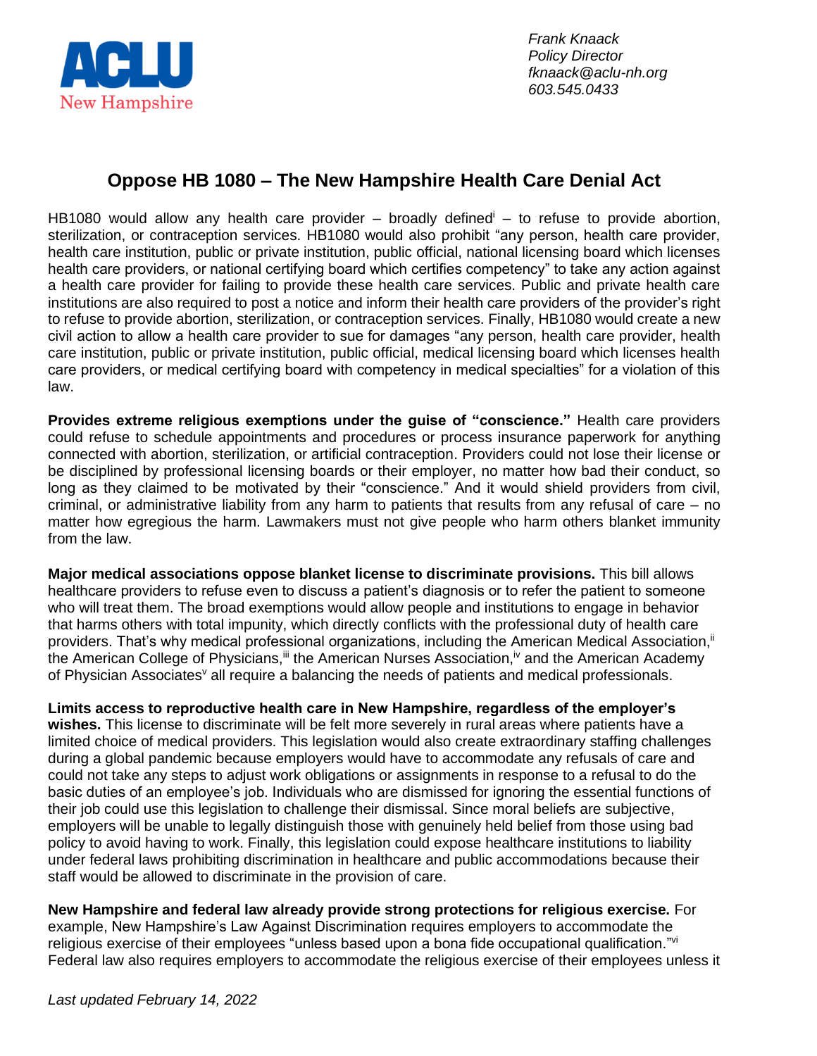ACLU New Hampshire

*Frank Knaack*
*Policy Director*
*fknaack@aclu-nh.org*
*603.545.0433*

# Oppose HB 1080 – The New Hampshire Health Care Denial Act

HB1080 would allow any health care provider – broadly defined[i] – to refuse to provide abortion, sterilization, or contraception services. HB1080 would also prohibit "any person, health care provider, health care institution, public or private institution, public official, national licensing board which licenses health care providers, or national certifying board which certifies competency" to take any action against a health care provider for failing to provide these health care services. Public and private health care institutions are also required to post a notice and inform their health care providers of the provider's right to refuse to provide abortion, sterilization, or contraception services. Finally, HB1080 would create a new civil action to allow a health care provider to sue for damages "any person, health care provider, health care institution, public or private institution, public official, medical licensing board which licenses health care providers, or medical certifying board with competency in medical specialties" for a violation of this law.

**Provides extreme religious exemptions under the guise of "conscience."** Health care providers could refuse to schedule appointments and procedures or process insurance paperwork for anything connected with abortion, sterilization, or artificial contraception. Providers could not lose their license or be disciplined by professional licensing boards or their employer, no matter how bad their conduct, so long as they claimed to be motivated by their "conscience." And it would shield providers from civil, criminal, or administrative liability from any harm to patients that results from any refusal of care – no matter how egregious the harm. Lawmakers must not give people who harm others blanket immunity from the law.

**Major medical associations oppose blanket license to discriminate provisions.** This bill allows healthcare providers to refuse even to discuss a patient's diagnosis or to refer the patient to someone who will treat them. The broad exemptions would allow people and institutions to engage in behavior that harms others with total impunity, which directly conflicts with the professional duty of health care providers. That's why medical professional organizations, including the American Medical Association,[ii] the American College of Physicians,[iii] the American Nurses Association,[iv] and the American Academy of Physician Associates[v] all require a balancing the needs of patients and medical professionals.

**Limits access to reproductive health care in New Hampshire, regardless of the employer's wishes.** This license to discriminate will be felt more severely in rural areas where patients have a limited choice of medical providers. This legislation would also create extraordinary staffing challenges during a global pandemic because employers would have to accommodate any refusals of care and could not take any steps to adjust work obligations or assignments in response to a refusal to do the basic duties of an employee's job. Individuals who are dismissed for ignoring the essential functions of their job could use this legislation to challenge their dismissal. Since moral beliefs are subjective, employers will be unable to legally distinguish those with genuinely held belief from those using bad policy to avoid having to work. Finally, this legislation could expose healthcare institutions to liability under federal laws prohibiting discrimination in healthcare and public accommodations because their staff would be allowed to discriminate in the provision of care.

**New Hampshire and federal law already provide strong protections for religious exercise.** For example, New Hampshire's Law Against Discrimination requires employers to accommodate the religious exercise of their employees "unless based upon a bona fide occupational qualification."[vi] Federal law also requires employers to accommodate the religious exercise of their employees unless it

*Last updated February 14, 2022*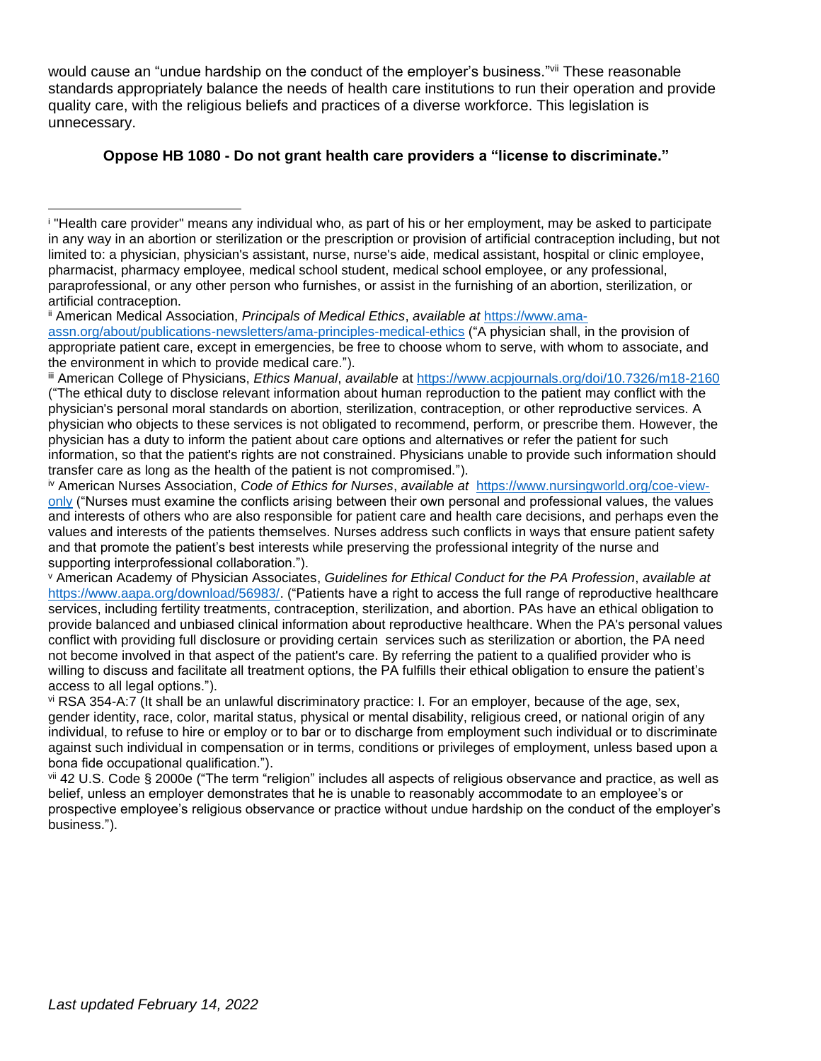would cause an "undue hardship on the conduct of the employer's business."[vii] These reasonable standards appropriately balance the needs of health care institutions to run their operation and provide quality care, with the religious beliefs and practices of a diverse workforce. This legislation is unnecessary.

**Oppose HB 1080 - Do not grant health care providers a "license to discriminate."**

---

[i] "Health care provider" means any individual who, as part of his or her employment, may be asked to participate in any way in an abortion or sterilization or the prescription or provision of artificial contraception including, but not limited to: a physician, physician's assistant, nurse, nurse's aide, medical assistant, hospital or clinic employee, pharmacist, pharmacy employee, medical school student, medical school employee, or any professional, paraprofessional, or any other person who furnishes, or assist in the furnishing of an abortion, sterilization, or artificial contraception.

[ii] American Medical Association, *Principals of Medical Ethics*, *available at* https://www.ama-assn.org/about/publications-newsletters/ama-principles-medical-ethics ("A physician shall, in the provision of appropriate patient care, except in emergencies, be free to choose whom to serve, with whom to associate, and the environment in which to provide medical care.").

[iii] American College of Physicians, *Ethics Manual*, *available* at https://www.acpjournals.org/doi/10.7326/m18-2160 ("The ethical duty to disclose relevant information about human reproduction to the patient may conflict with the physician's personal moral standards on abortion, sterilization, contraception, or other reproductive services. A physician who objects to these services is not obligated to recommend, perform, or prescribe them. However, the physician has a duty to inform the patient about care options and alternatives or refer the patient for such information, so that the patient's rights are not constrained. Physicians unable to provide such information should transfer care as long as the health of the patient is not compromised.").

[iv] American Nurses Association, *Code of Ethics for Nurses*, *available at* https://www.nursingworld.org/coe-view-only ("Nurses must examine the conflicts arising between their own personal and professional values, the values and interests of others who are also responsible for patient care and health care decisions, and perhaps even the values and interests of the patients themselves. Nurses address such conflicts in ways that ensure patient safety and that promote the patient's best interests while preserving the professional integrity of the nurse and supporting interprofessional collaboration.").

[v] American Academy of Physician Associates, *Guidelines for Ethical Conduct for the PA Profession*, *available at* https://www.aapa.org/download/56983/. ("Patients have a right to access the full range of reproductive healthcare services, including fertility treatments, contraception, sterilization, and abortion. PAs have an ethical obligation to provide balanced and unbiased clinical information about reproductive healthcare. When the PA's personal values conflict with providing full disclosure or providing certain services such as sterilization or abortion, the PA need not become involved in that aspect of the patient's care. By referring the patient to a qualified provider who is willing to discuss and facilitate all treatment options, the PA fulfills their ethical obligation to ensure the patient's access to all legal options.").

[vi] RSA 354-A:7 (It shall be an unlawful discriminatory practice: I. For an employer, because of the age, sex, gender identity, race, color, marital status, physical or mental disability, religious creed, or national origin of any individual, to refuse to hire or employ or to bar or to discharge from employment such individual or to discriminate against such individual in compensation or in terms, conditions or privileges of employment, unless based upon a bona fide occupational qualification.").

[vii] 42 U.S. Code § 2000e ("The term "religion" includes all aspects of religious observance and practice, as well as belief, unless an employer demonstrates that he is unable to reasonably accommodate to an employee's or prospective employee's religious observance or practice without undue hardship on the conduct of the employer's business.").

*Last updated February 14, 2022*